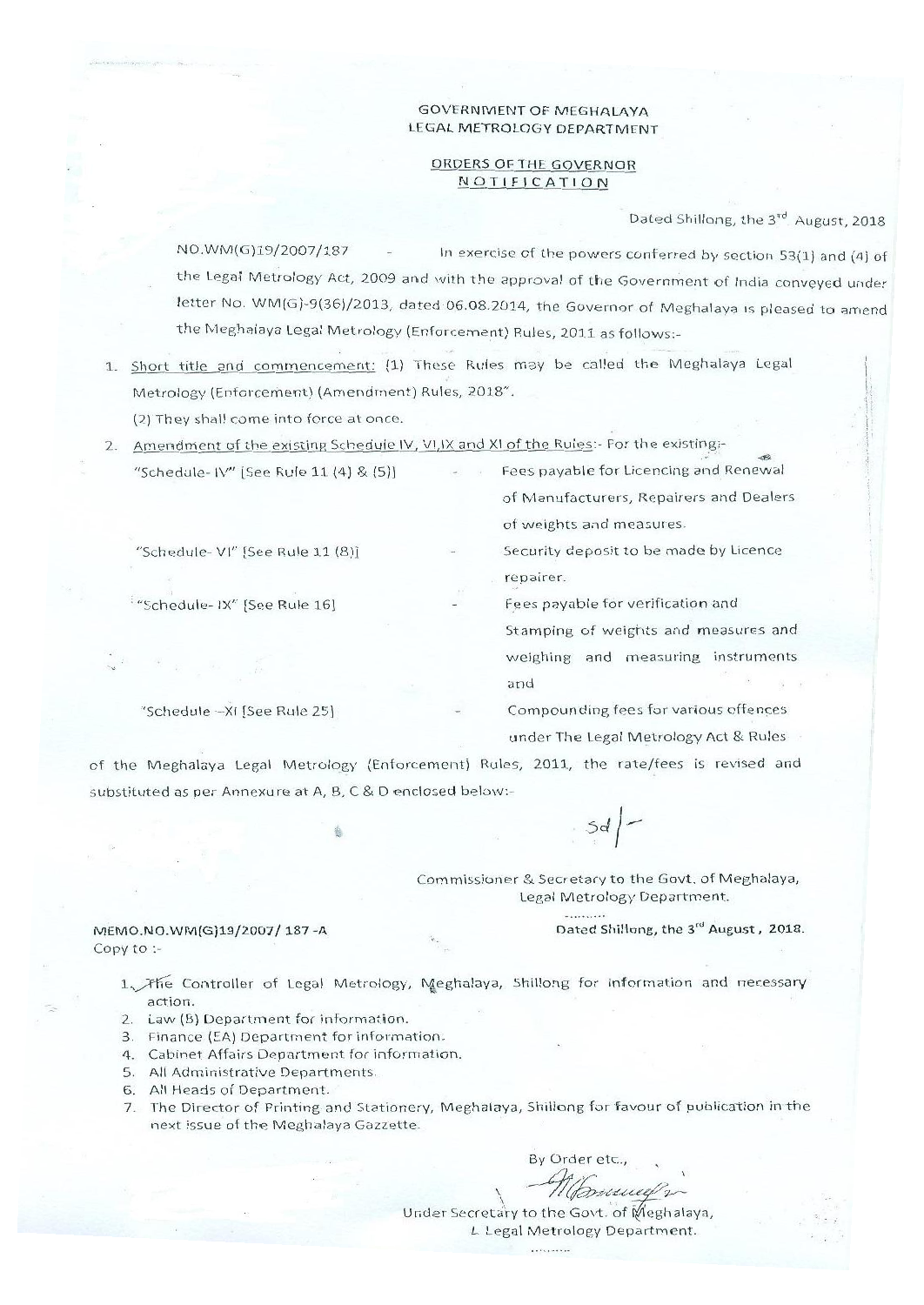GOVERNMENT OF MEGHALAYA
LEGAL METROLOGY DEPARTMENT

ORDERS OF THE GOVERNOR
NOTIFICATION

Dated Shillong, the 3rd August, 2018

NO.WM(G)19/2007/187 - In exercise of the powers conferred by section 53(1) and (4) of the Legal Metrology Act, 2009 and with the approval of the Government of India conveyed under letter No. WM(G)-9(36)/2013, dated 06.08.2014, the Governor of Meghalaya is pleased to amend the Meghalaya Legal Metrology (Enforcement) Rules, 2011 as follows:-

1. Short title and commencement: (1) These Rules may be called the Meghalaya Legal Metrology (Enforcement) (Amendment) Rules, 2018".
   (2) They shall come into force at once.
2. Amendment of the existing Schedule IV, VI,IX and XI of the Rules:- For the existing:-

| | | |
|---|---|---|
| "Schedule- IV" [See Rule 11 (4) & (5)] | - | Fees payable for Licencing and Renewal of Manufacturers, Repairers and Dealers of weights and measures. |
| "Schedule- VI" [See Rule 11 (8)] | - | Security deposit to be made by Licence repairer. |
| "Schedule- IX" [See Rule 16] | - | Fees payable for verification and Stamping of weights and measures and weighing and measuring instruments and |
| "Schedule –XI [See Rule 25] | - | Compounding fees for various offences under The Legal Metrology Act & Rules |

of the Meghalaya Legal Metrology (Enforcement) Rules, 2011, the rate/fees is revised and substituted as per Annexure at A, B, C & D enclosed below:-

Sd/-

Commissioner & Secretary to the Govt. of Meghalaya,
Legal Metrology Department.

MEMO.NO.WM(G)19/2007/ 187 -A

Dated Shillong, the 3rd August, 2018.

Copy to :-

1. The Controller of Legal Metrology, Meghalaya, Shillong for information and necessary action.
2. Law (B) Department for information.
3. Finance (EA) Department for information.
4. Cabinet Affairs Department for information.
5. All Administrative Departments.
6. All Heads of Department.
7. The Director of Printing and Stationery, Meghalaya, Shillong for favour of publication in the next issue of the Meghalaya Gazette.

By Order etc.,

Under Secretary to the Govt. of Meghalaya,
Legal Metrology Department.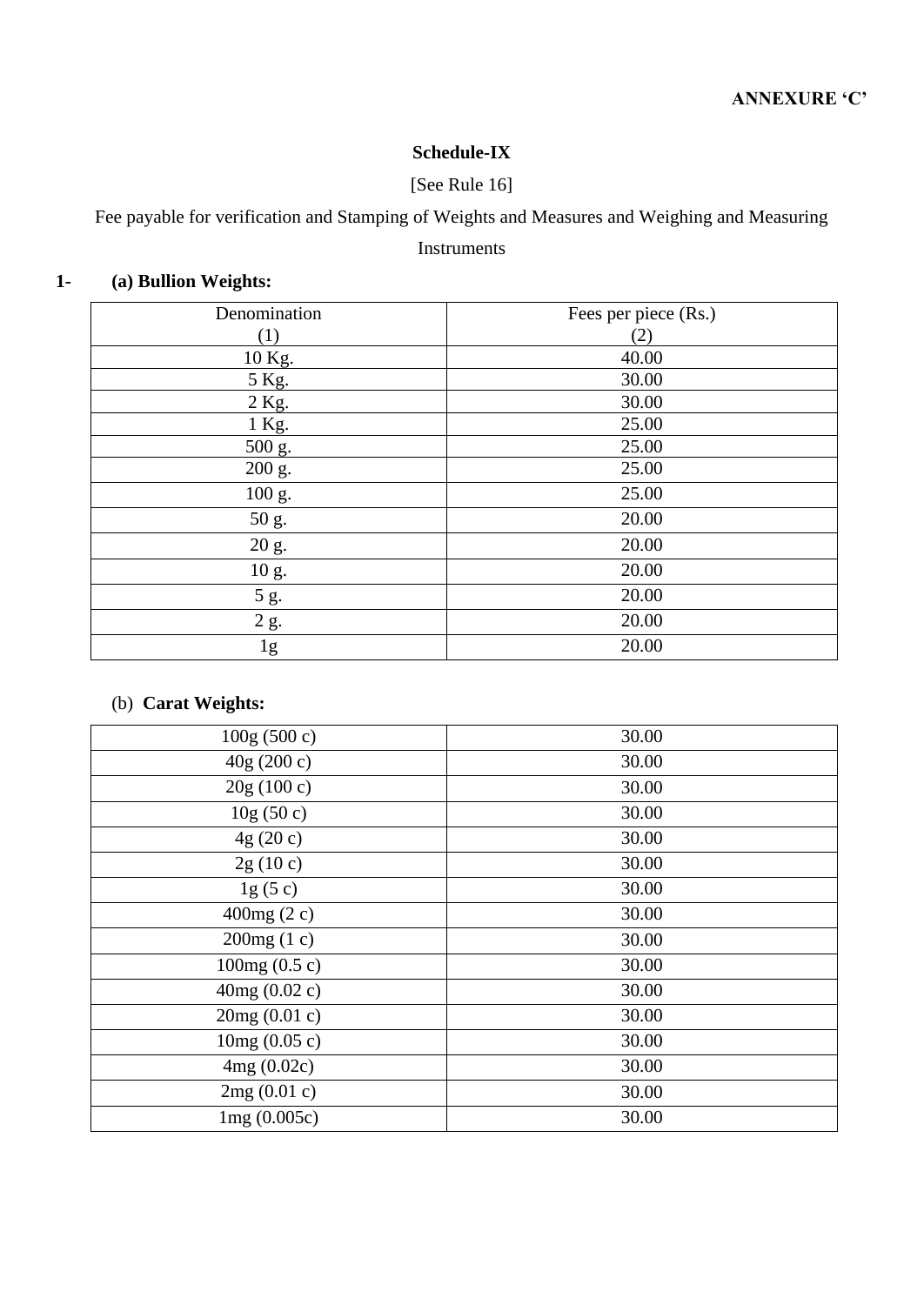**ANNEXURE 'C'**

**Schedule-IX**

[See Rule 16]

Fee payable for verification and Stamping of Weights and Measures and Weighing and Measuring Instruments

**1- (a) Bullion Weights:**

| Denomination (1) | Fees per piece (Rs.) (2) |
|---|---|
| 10 Kg. | 40.00 |
| 5 Kg. | 30.00 |
| 2 Kg. | 30.00 |
| 1 Kg. | 25.00 |
| 500 g. | 25.00 |
| 200 g. | 25.00 |
| 100 g. | 25.00 |
| 50 g. | 20.00 |
| 20 g. | 20.00 |
| 10 g. | 20.00 |
| 5 g. | 20.00 |
| 2 g. | 20.00 |
| 1g | 20.00 |

(b) **Carat Weights:**

| | |
|---|---|
| 100g (500 c) | 30.00 |
| 40g (200 c) | 30.00 |
| 20g (100 c) | 30.00 |
| 10g (50 c) | 30.00 |
| 4g (20 c) | 30.00 |
| 2g (10 c) | 30.00 |
| 1g (5 c) | 30.00 |
| 400mg (2 c) | 30.00 |
| 200mg (1 c) | 30.00 |
| 100mg (0.5 c) | 30.00 |
| 40mg (0.02 c) | 30.00 |
| 20mg (0.01 c) | 30.00 |
| 10mg (0.05 c) | 30.00 |
| 4mg (0.02c) | 30.00 |
| 2mg (0.01 c) | 30.00 |
| 1mg (0.005c) | 30.00 |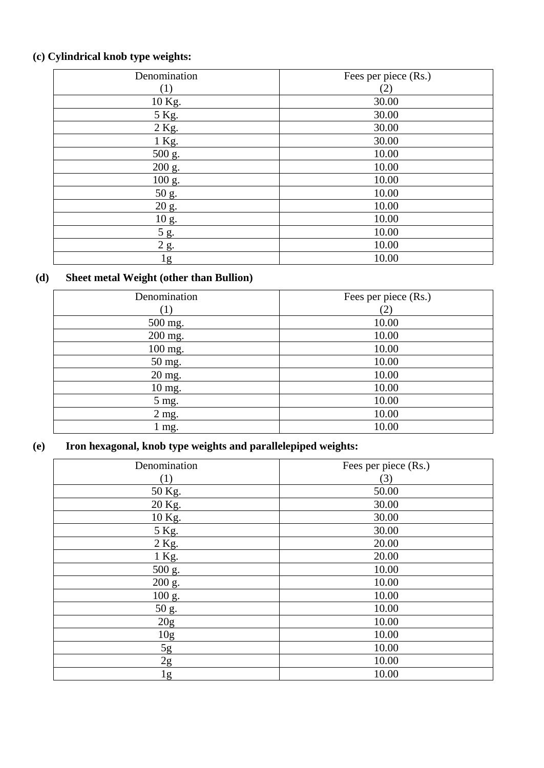**(c) Cylindrical knob type weights:**

| Denomination<br>(1) | Fees per piece (Rs.)<br>(2) |
|---|---|
| 10 Kg. | 30.00 |
| 5 Kg. | 30.00 |
| 2 Kg. | 30.00 |
| 1 Kg. | 30.00 |
| 500 g. | 10.00 |
| 200 g. | 10.00 |
| 100 g. | 10.00 |
| 50 g. | 10.00 |
| 20 g. | 10.00 |
| 10 g. | 10.00 |
| 5 g. | 10.00 |
| 2 g. | 10.00 |
| 1g | 10.00 |

**(d) Sheet metal Weight (other than Bullion)**

| Denomination<br>(1) | Fees per piece (Rs.)<br>(2) |
|---|---|
| 500 mg. | 10.00 |
| 200 mg. | 10.00 |
| 100 mg. | 10.00 |
| 50 mg. | 10.00 |
| 20 mg. | 10.00 |
| 10 mg. | 10.00 |
| 5 mg. | 10.00 |
| 2 mg. | 10.00 |
| 1 mg. | 10.00 |

**(e) Iron hexagonal, knob type weights and parallelepiped weights:**

| Denomination<br>(1) | Fees per piece (Rs.)<br>(3) |
|---|---|
| 50 Kg. | 50.00 |
| 20 Kg. | 30.00 |
| 10 Kg. | 30.00 |
| 5 Kg. | 30.00 |
| 2 Kg. | 20.00 |
| 1 Kg. | 20.00 |
| 500 g. | 10.00 |
| 200 g. | 10.00 |
| 100 g. | 10.00 |
| 50 g. | 10.00 |
| 20g | 10.00 |
| 10g | 10.00 |
| 5g | 10.00 |
| 2g | 10.00 |
| 1g | 10.00 |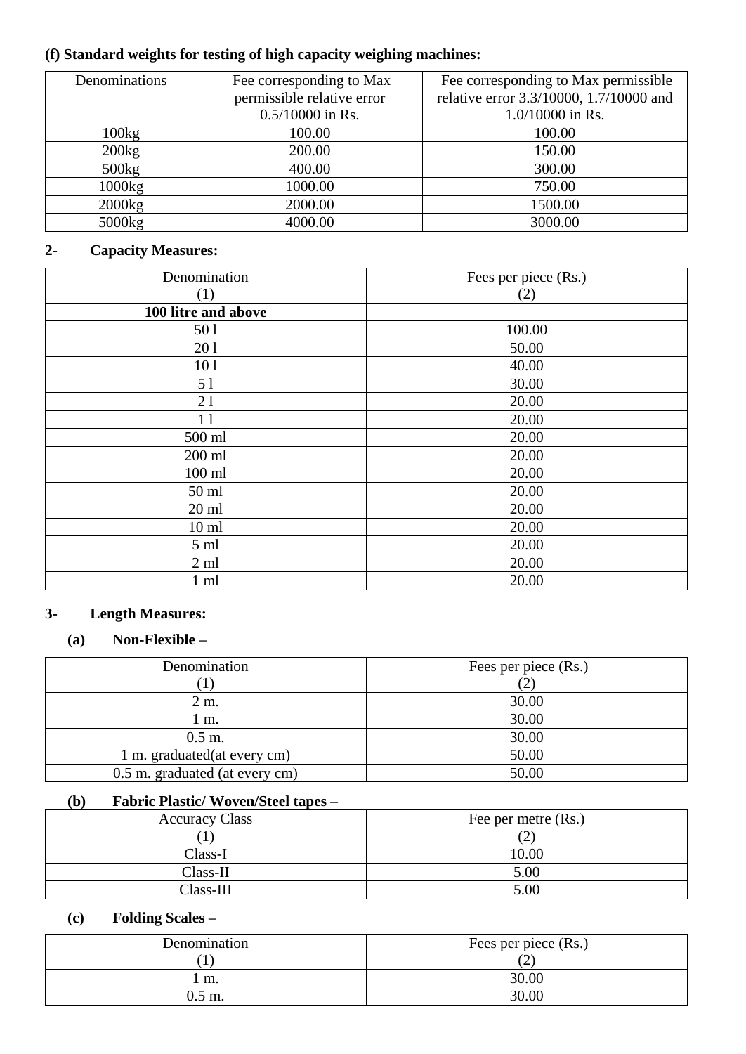**(f) Standard weights for testing of high capacity weighing machines:**

| Denominations | Fee corresponding to Max permissible relative error 0.5/10000 in Rs. | Fee corresponding to Max permissible relative error 3.3/10000, 1.7/10000 and 1.0/10000 in Rs. |
|---|---|---|
| 100kg | 100.00 | 100.00 |
| 200kg | 200.00 | 150.00 |
| 500kg | 400.00 | 300.00 |
| 1000kg | 1000.00 | 750.00 |
| 2000kg | 2000.00 | 1500.00 |
| 5000kg | 4000.00 | 3000.00 |

**2- Capacity Measures:**

| Denomination (1) | Fees per piece (Rs.) (2) |
|---|---|
| **100 litre and above** | |
| 50 l | 100.00 |
| 20 l | 50.00 |
| 10 l | 40.00 |
| 5 l | 30.00 |
| 2 l | 20.00 |
| 1 l | 20.00 |
| 500 ml | 20.00 |
| 200 ml | 20.00 |
| 100 ml | 20.00 |
| 50 ml | 20.00 |
| 20 ml | 20.00 |
| 10 ml | 20.00 |
| 5 ml | 20.00 |
| 2 ml | 20.00 |
| 1 ml | 20.00 |

**3- Length Measures:**

**(a) Non-Flexible –**

| Denomination (1) | Fees per piece (Rs.) (2) |
|---|---|
| 2 m. | 30.00 |
| 1 m. | 30.00 |
| 0.5 m. | 30.00 |
| 1 m. graduated(at every cm) | 50.00 |
| 0.5 m. graduated (at every cm) | 50.00 |

**(b) Fabric Plastic/ Woven/Steel tapes –**

| Accuracy Class (1) | Fee per metre (Rs.) (2) |
|---|---|
| Class-I | 10.00 |
| Class-II | 5.00 |
| Class-III | 5.00 |

**(c) Folding Scales –**

| Denomination (1) | Fees per piece (Rs.) (2) |
|---|---|
| 1 m. | 30.00 |
| 0.5 m. | 30.00 |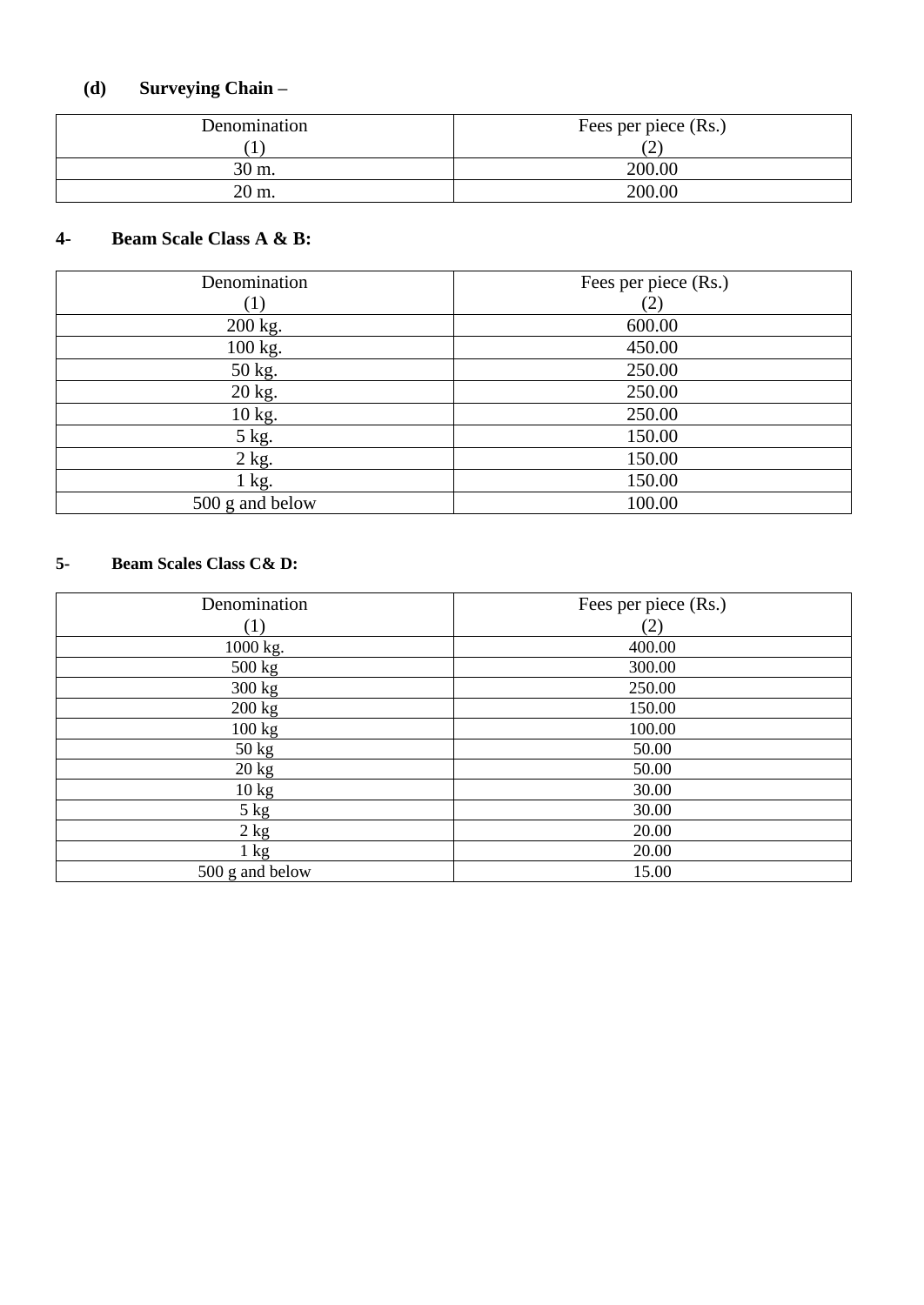**(d) Surveying Chain –**

| Denomination<br>(1) | Fees per piece (Rs.)<br>(2) |
| --- | --- |
| 30 m. | 200.00 |
| 20 m. | 200.00 |

**4- Beam Scale Class A & B:**

| Denomination<br>(1) | Fees per piece (Rs.)<br>(2) |
| --- | --- |
| 200 kg. | 600.00 |
| 100 kg. | 450.00 |
| 50 kg. | 250.00 |
| 20 kg. | 250.00 |
| 10 kg. | 250.00 |
| 5 kg. | 150.00 |
| 2 kg. | 150.00 |
| 1 kg. | 150.00 |
| 500 g and below | 100.00 |

**5- Beam Scales Class C& D:**

| Denomination<br>(1) | Fees per piece (Rs.)<br>(2) |
| --- | --- |
| 1000 kg. | 400.00 |
| 500 kg | 300.00 |
| 300 kg | 250.00 |
| 200 kg | 150.00 |
| 100 kg | 100.00 |
| 50 kg | 50.00 |
| 20 kg | 50.00 |
| 10 kg | 30.00 |
| 5 kg | 30.00 |
| 2 kg | 20.00 |
| 1 kg | 20.00 |
| 500 g and below | 15.00 |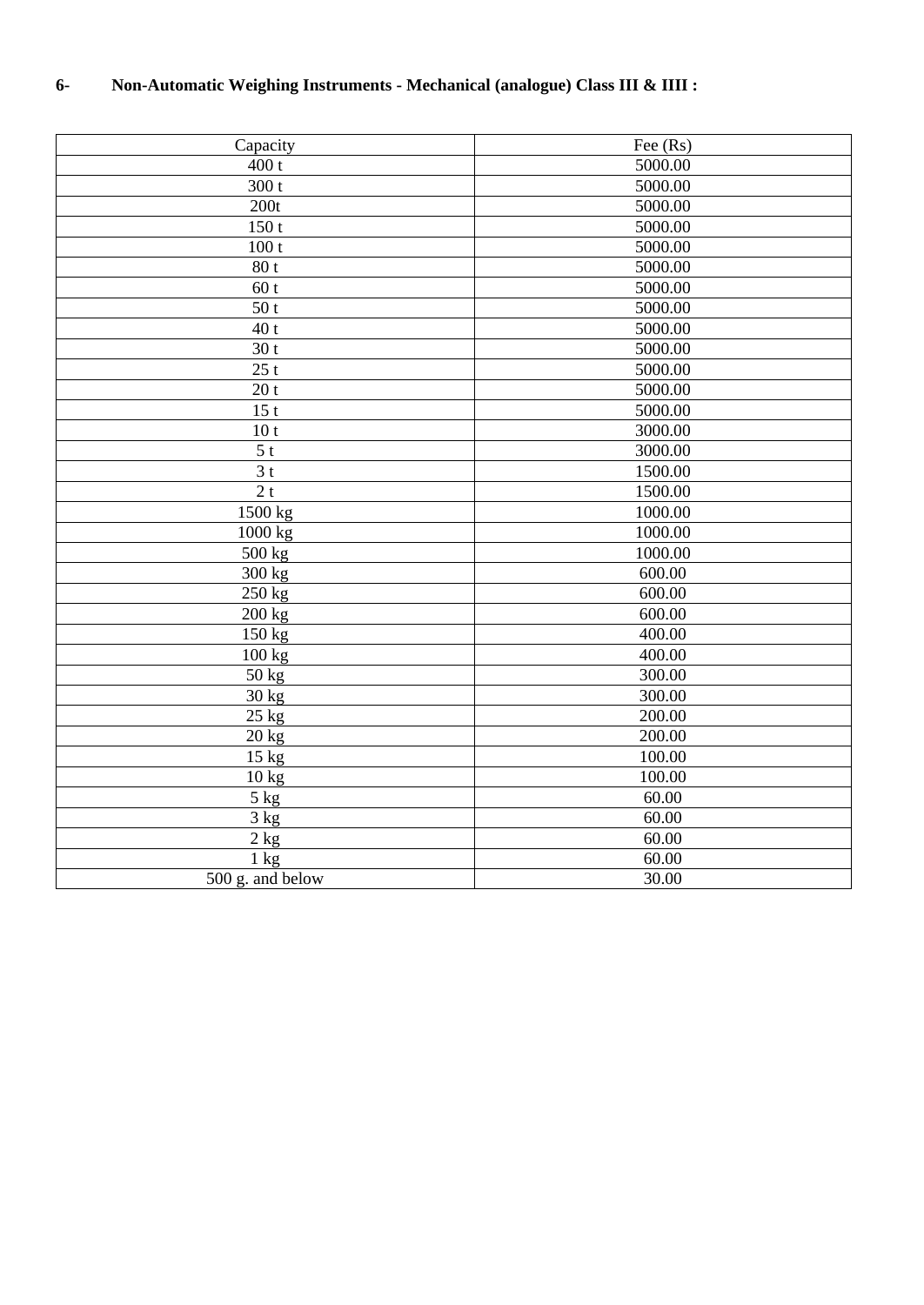**6- Non-Automatic Weighing Instruments - Mechanical (analogue) Class III & IIII :**

| Capacity | Fee (Rs) |
|---|---|
| 400 t | 5000.00 |
| 300 t | 5000.00 |
| 200t | 5000.00 |
| 150 t | 5000.00 |
| 100 t | 5000.00 |
| 80 t | 5000.00 |
| 60 t | 5000.00 |
| 50 t | 5000.00 |
| 40 t | 5000.00 |
| 30 t | 5000.00 |
| 25 t | 5000.00 |
| 20 t | 5000.00 |
| 15 t | 5000.00 |
| 10 t | 3000.00 |
| 5 t | 3000.00 |
| 3 t | 1500.00 |
| 2 t | 1500.00 |
| 1500 kg | 1000.00 |
| 1000 kg | 1000.00 |
| 500 kg | 1000.00 |
| 300 kg | 600.00 |
| 250 kg | 600.00 |
| 200 kg | 600.00 |
| 150 kg | 400.00 |
| 100 kg | 400.00 |
| 50 kg | 300.00 |
| 30 kg | 300.00 |
| 25 kg | 200.00 |
| 20 kg | 200.00 |
| 15 kg | 100.00 |
| 10 kg | 100.00 |
| 5 kg | 60.00 |
| 3 kg | 60.00 |
| 2 kg | 60.00 |
| 1 kg | 60.00 |
| 500 g. and below | 30.00 |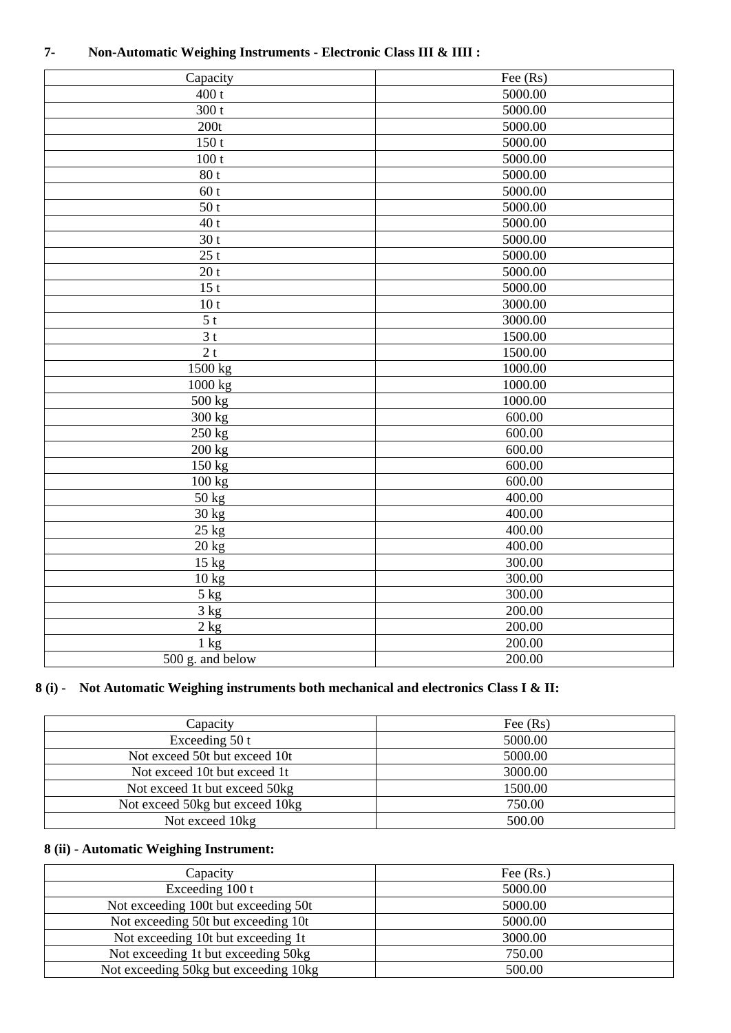**7- Non-Automatic Weighing Instruments - Electronic Class III & IIII :**

| Capacity | Fee (Rs) |
|---|---|
| 400 t | 5000.00 |
| 300 t | 5000.00 |
| 200t | 5000.00 |
| 150 t | 5000.00 |
| 100 t | 5000.00 |
| 80 t | 5000.00 |
| 60 t | 5000.00 |
| 50 t | 5000.00 |
| 40 t | 5000.00 |
| 30 t | 5000.00 |
| 25 t | 5000.00 |
| 20 t | 5000.00 |
| 15 t | 5000.00 |
| 10 t | 3000.00 |
| 5 t | 3000.00 |
| 3 t | 1500.00 |
| 2 t | 1500.00 |
| 1500 kg | 1000.00 |
| 1000 kg | 1000.00 |
| 500 kg | 1000.00 |
| 300 kg | 600.00 |
| 250 kg | 600.00 |
| 200 kg | 600.00 |
| 150 kg | 600.00 |
| 100 kg | 600.00 |
| 50 kg | 400.00 |
| 30 kg | 400.00 |
| 25 kg | 400.00 |
| 20 kg | 400.00 |
| 15 kg | 300.00 |
| 10 kg | 300.00 |
| 5 kg | 300.00 |
| 3 kg | 200.00 |
| 2 kg | 200.00 |
| 1 kg | 200.00 |
| 500 g. and below | 200.00 |

**8 (i) - Not Automatic Weighing instruments both mechanical and electronics Class I & II:**

| Capacity | Fee (Rs) |
|---|---|
| Exceeding 50 t | 5000.00 |
| Not exceed 50t but exceed 10t | 5000.00 |
| Not exceed 10t but exceed 1t | 3000.00 |
| Not exceed 1t but exceed 50kg | 1500.00 |
| Not exceed 50kg but exceed 10kg | 750.00 |
| Not exceed 10kg | 500.00 |

**8 (ii) - Automatic Weighing Instrument:**

| Capacity | Fee (Rs.) |
|---|---|
| Exceeding 100 t | 5000.00 |
| Not exceeding 100t but exceeding 50t | 5000.00 |
| Not exceeding 50t but exceeding 10t | 5000.00 |
| Not exceeding 10t but exceeding 1t | 3000.00 |
| Not exceeding 1t but exceeding 50kg | 750.00 |
| Not exceeding 50kg but exceeding 10kg | 500.00 |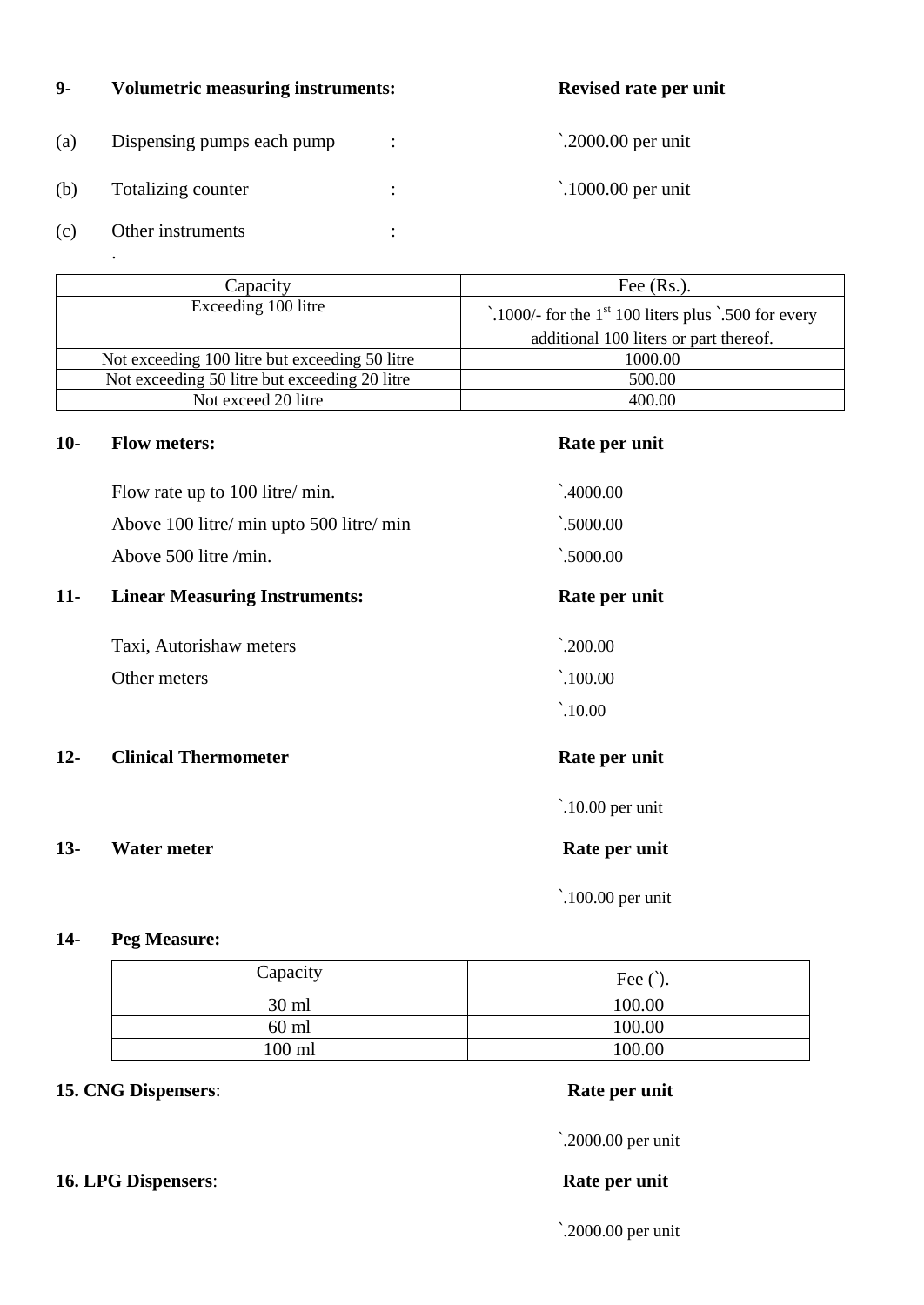**9- Volumetric measuring instruments:** **Revised rate per unit**

(a) Dispensing pumps each pump : `.2000.00 per unit

(b) Totalizing counter : `.1000.00 per unit

(c) Other instruments :

.

| Capacity | Fee (Rs.). |
|---|---|
| Exceeding 100 litre | `.1000/- for the 1st 100 liters plus `.500 for every additional 100 liters or part thereof. |
| Not exceeding 100 litre but exceeding 50 litre | 1000.00 |
| Not exceeding 50 litre but exceeding 20 litre | 500.00 |
| Not exceed 20 litre | 400.00 |

**10- Flow meters:** **Rate per unit**

Flow rate up to 100 litre/ min. `.4000.00

Above 100 litre/ min upto 500 litre/ min `.5000.00

Above 500 litre /min. `.5000.00

**11- Linear Measuring Instruments:** **Rate per unit**

Taxi, Autorishaw meters `.200.00

Other meters `.100.00

`.10.00

**12- Clinical Thermometer** **Rate per unit**

`.10.00 per unit

**13- Water meter** **Rate per unit**

`.100.00 per unit

**14- Peg Measure:**

| Capacity | Fee (`). |
|---|---|
| 30 ml | 100.00 |
| 60 ml | 100.00 |
| 100 ml | 100.00 |

**15. CNG Dispensers**: **Rate per unit**

`.2000.00 per unit

**16. LPG Dispensers**: **Rate per unit**

`.2000.00 per unit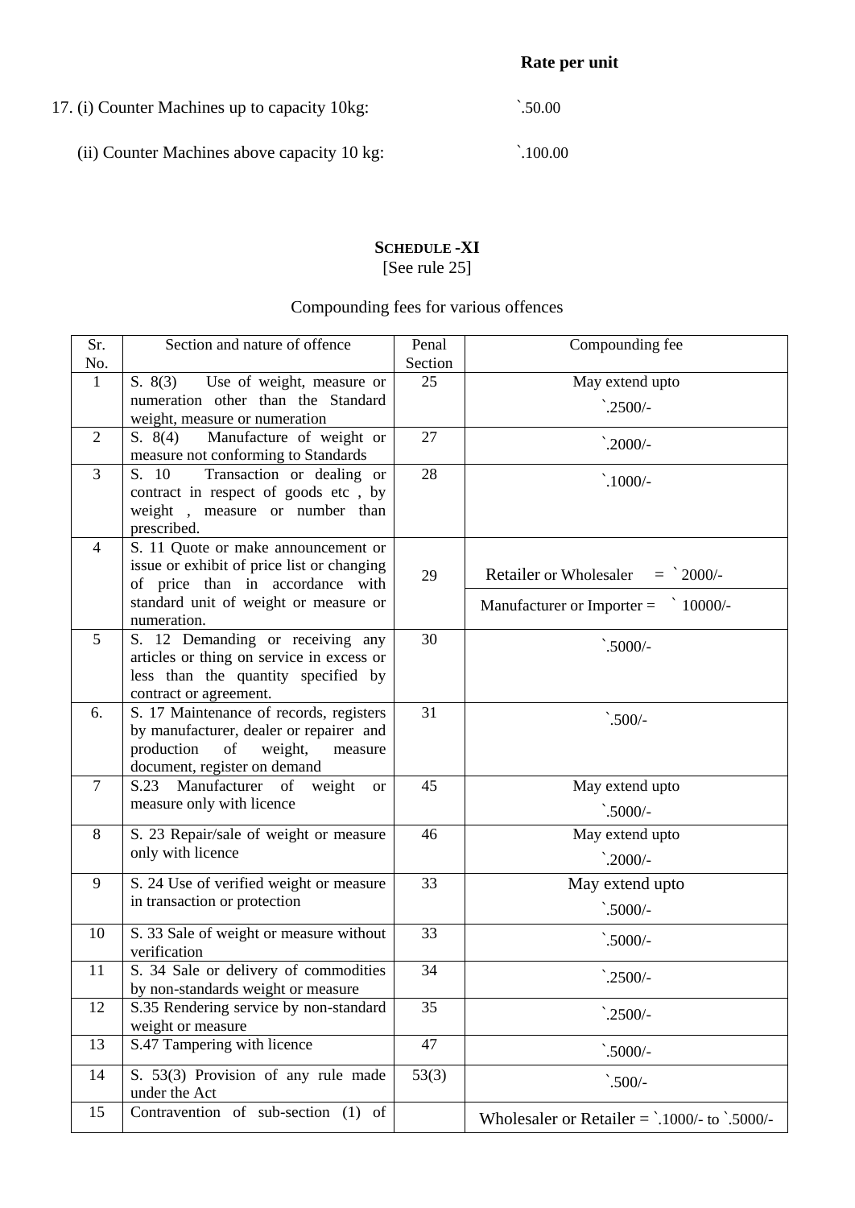**Rate per unit**

17. (i) Counter Machines up to capacity 10kg: `.50.00

(ii) Counter Machines above capacity 10 kg: `.100.00

## SCHEDULE -XI

[See rule 25]

Compounding fees for various offences

| Sr. No. | Section and nature of offence | Penal Section | Compounding fee |
|---|---|---|---|
| 1 | S. 8(3) Use of weight, measure or numeration other than the Standard weight, measure or numeration | 25 | May extend upto `.2500/- |
| 2 | S. 8(4) Manufacture of weight or measure not conforming to Standards | 27 | `.2000/- |
| 3 | S. 10 Transaction or dealing or contract in respect of goods etc , by weight , measure or number than prescribed. | 28 | `.1000/- |
| 4 | S. 11 Quote or make announcement or issue or exhibit of price list or changing of price than in accordance with standard unit of weight or measure or numeration. | 29 | Retailer or Wholesaler = ` 2000/- |
| | | | Manufacturer or Importer = ` 10000/- |
| 5 | S. 12 Demanding or receiving any articles or thing on service in excess or less than the quantity specified by contract or agreement. | 30 | `.5000/- |
| 6. | S. 17 Maintenance of records, registers by manufacturer, dealer or repairer and production of weight, measure document, register on demand | 31 | `.500/- |
| 7 | S.23 Manufacturer of weight or measure only with licence | 45 | May extend upto `.5000/- |
| 8 | S. 23 Repair/sale of weight or measure only with licence | 46 | May extend upto `.2000/- |
| 9 | S. 24 Use of verified weight or measure in transaction or protection | 33 | May extend upto `.5000/- |
| 10 | S. 33 Sale of weight or measure without verification | 33 | `.5000/- |
| 11 | S. 34 Sale or delivery of commodities by non-standards weight or measure | 34 | `.2500/- |
| 12 | S.35 Rendering service by non-standard weight or measure | 35 | `.2500/- |
| 13 | S.47 Tampering with licence | 47 | `.5000/- |
| 14 | S. 53(3) Provision of any rule made under the Act | 53(3) | `.500/- |
| 15 | Contravention of sub-section (1) of | | Wholesaler or Retailer = `.1000/- to `.5000/- |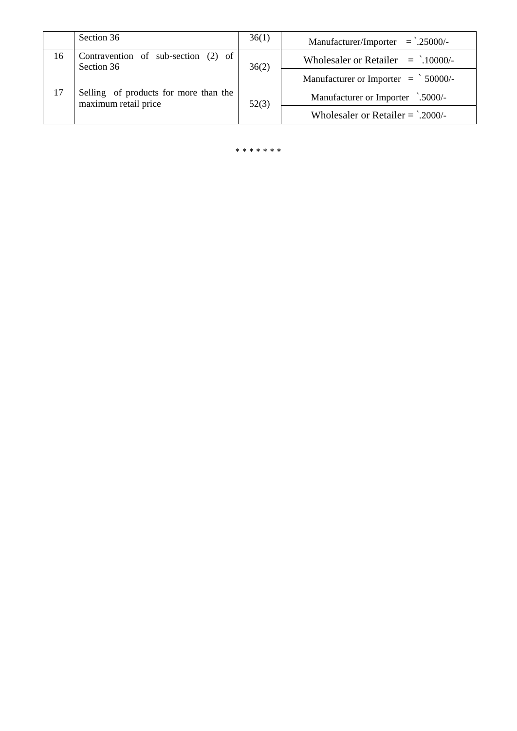| | | | |
|---|---|---|---|
| | Section 36 | 36(1) | Manufacturer/Importer = `.25000/- |
| 16 | Contravention of sub-section (2) of Section 36 | 36(2) | Wholesaler or Retailer = `.10000/- |
| | | | Manufacturer or Importer = ` 50000/- |
| 17 | Selling of products for more than the maximum retail price | 52(3) | Manufacturer or Importer `.5000/- |
| | | | Wholesaler or Retailer = `.2000/- |

* * * * * * *